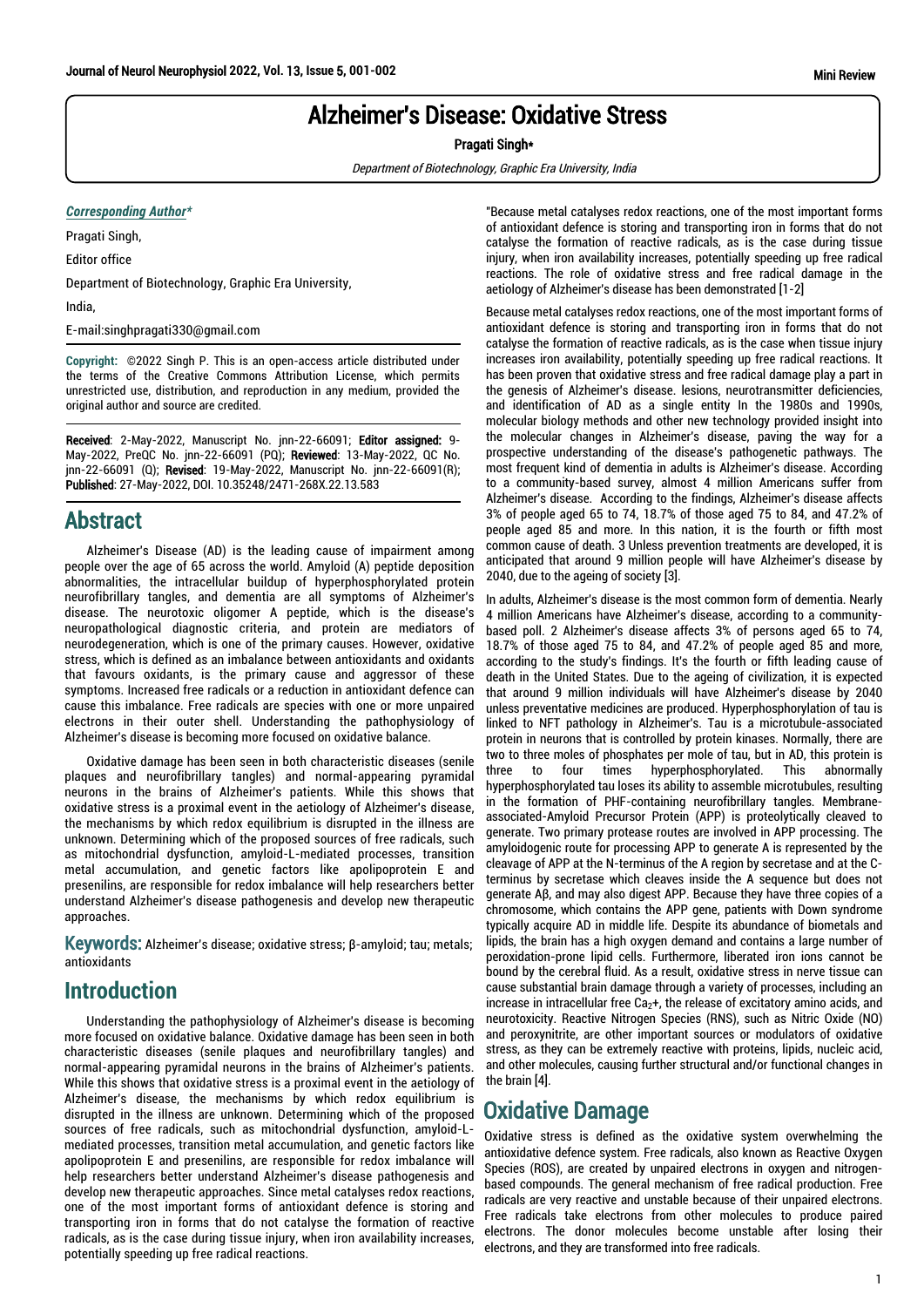# Alzheimer's Disease: Oxidative Stress

**Pragati Singh***

*Department of Biotechnology, Graphic Era University, India*

***Corresponding Author****

Pragati Singh,

Editor office

Department of Biotechnology, Graphic Era University,

India,

E-mail:singhpragati330@gmail.com

**Copyright:** ©2022 Singh P. This is an open-access article distributed under the terms of the Creative Commons Attribution License, which permits unrestricted use, distribution, and reproduction in any medium, provided the original author and source are credited.

**Received**: 2-May-2022, Manuscript No. jnn-22-66091; **Editor assigned:** 9-May-2022, PreQC No. jnn-22-66091 (PQ); **Reviewed**: 13-May-2022, QC No. jnn-22-66091 (Q); **Revised**: 19-May-2022, Manuscript No. jnn-22-66091(R); **Published**: 27-May-2022, DOI. 10.35248/2471-268X.22.13.583

## Abstract

Alzheimer's Disease (AD) is the leading cause of impairment among people over the age of 65 across the world. Amyloid (A) peptide deposition abnormalities, the intracellular buildup of hyperphosphorylated protein neurofibrillary tangles, and dementia are all symptoms of Alzheimer's disease. The neurotoxic oligomer A peptide, which is the disease's neuropathological diagnostic criteria, and protein are mediators of neurodegeneration, which is one of the primary causes. However, oxidative stress, which is defined as an imbalance between antioxidants and oxidants that favours oxidants, is the primary cause and aggressor of these symptoms. Increased free radicals or a reduction in antioxidant defence can cause this imbalance. Free radicals are species with one or more unpaired electrons in their outer shell. Understanding the pathophysiology of Alzheimer's disease is becoming more focused on oxidative balance.

Oxidative damage has been seen in both characteristic diseases (senile plaques and neurofibrillary tangles) and normal-appearing pyramidal neurons in the brains of Alzheimer's patients. While this shows that oxidative stress is a proximal event in the aetiology of Alzheimer's disease, the mechanisms by which redox equilibrium is disrupted in the illness are unknown. Determining which of the proposed sources of free radicals, such as mitochondrial dysfunction, amyloid-L-mediated processes, transition metal accumulation, and genetic factors like apolipoprotein E and presenilins, are responsible for redox imbalance will help researchers better understand Alzheimer's disease pathogenesis and develop new therapeutic approaches.

**Keywords:** Alzheimer's disease; oxidative stress; β-amyloid; tau; metals; antioxidants

## Introduction

Understanding the pathophysiology of Alzheimer's disease is becoming more focused on oxidative balance. Oxidative damage has been seen in both characteristic diseases (senile plaques and neurofibrillary tangles) and normal-appearing pyramidal neurons in the brains of Alzheimer's patients. While this shows that oxidative stress is a proximal event in the aetiology of Alzheimer's disease, the mechanisms by which redox equilibrium is disrupted in the illness are unknown. Determining which of the proposed sources of free radicals, such as mitochondrial dysfunction, amyloid-L-mediated processes, transition metal accumulation, and genetic factors like apolipoprotein E and presenilins, are responsible for redox imbalance will help researchers better understand Alzheimer's disease pathogenesis and develop new therapeutic approaches. Since metal catalyses redox reactions, one of the most important forms of antioxidant defence is storing and transporting iron in forms that do not catalyse the formation of reactive radicals, as is the case during tissue injury, when iron availability increases, potentially speeding up free radical reactions.

"Because metal catalyses redox reactions, one of the most important forms of antioxidant defence is storing and transporting iron in forms that do not catalyse the formation of reactive radicals, as is the case during tissue injury, when iron availability increases, potentially speeding up free radical reactions. The role of oxidative stress and free radical damage in the aetiology of Alzheimer's disease has been demonstrated [1-2]

Because metal catalyses redox reactions, one of the most important forms of antioxidant defence is storing and transporting iron in forms that do not catalyse the formation of reactive radicals, as is the case when tissue injury increases iron availability, potentially speeding up free radical reactions. It has been proven that oxidative stress and free radical damage play a part in the genesis of Alzheimer's disease. lesions, neurotransmitter deficiencies, and identification of AD as a single entity In the 1980s and 1990s, molecular biology methods and other new technology provided insight into the molecular changes in Alzheimer's disease, paving the way for a prospective understanding of the disease's pathogenetic pathways. The most frequent kind of dementia in adults is Alzheimer's disease. According to a community-based survey, almost 4 million Americans suffer from Alzheimer's disease. According to the findings, Alzheimer's disease affects 3% of people aged 65 to 74, 18.7% of those aged 75 to 84, and 47.2% of people aged 85 and more. In this nation, it is the fourth or fifth most common cause of death. 3 Unless prevention treatments are developed, it is anticipated that around 9 million people will have Alzheimer's disease by 2040, due to the ageing of society [3].

In adults, Alzheimer's disease is the most common form of dementia. Nearly 4 million Americans have Alzheimer's disease, according to a community-based poll. 2 Alzheimer's disease affects 3% of persons aged 65 to 74, 18.7% of those aged 75 to 84, and 47.2% of people aged 85 and more, according to the study's findings. It's the fourth or fifth leading cause of death in the United States. Due to the ageing of civilization, it is expected that around 9 million individuals will have Alzheimer's disease by 2040 unless preventative medicines are produced. Hyperphosphorylation of tau is linked to NFT pathology in Alzheimer's. Tau is a microtubule-associated protein in neurons that is controlled by protein kinases. Normally, there are two to three moles of phosphates per mole of tau, but in AD, this protein is three to four times hyperphosphorylated. This abnormally hyperphosphorylated tau loses its ability to assemble microtubules, resulting in the formation of PHF-containing neurofibrillary tangles. Membrane-associated-Amyloid Precursor Protein (APP) is proteolytically cleaved to generate. Two primary protease routes are involved in APP processing. The amyloidogenic route for processing APP to generate A is represented by the cleavage of APP at the N-terminus of the A region by secretase and at the C-terminus by secretase which cleaves inside the A sequence but does not generate Aβ, and may also digest APP. Because they have three copies of a chromosome, which contains the APP gene, patients with Down syndrome typically acquire AD in middle life. Despite its abundance of biometals and lipids, the brain has a high oxygen demand and contains a large number of peroxidation-prone lipid cells. Furthermore, liberated iron ions cannot be bound by the cerebral fluid. As a result, oxidative stress in nerve tissue can cause substantial brain damage through a variety of processes, including an increase in intracellular free $Ca_2$+, the release of excitatory amino acids, and neurotoxicity. Reactive Nitrogen Species (RNS), such as Nitric Oxide (NO) and peroxynitrite, are other important sources or modulators of oxidative stress, as they can be extremely reactive with proteins, lipids, nucleic acid, and other molecules, causing further structural and/or functional changes in the brain [4].

## Oxidative Damage

Oxidative stress is defined as the oxidative system overwhelming the antioxidative defence system. Free radicals, also known as Reactive Oxygen Species (ROS), are created by unpaired electrons in oxygen and nitrogen-based compounds. The general mechanism of free radical production. Free radicals are very reactive and unstable because of their unpaired electrons. Free radicals take electrons from other molecules to produce paired electrons. The donor molecules become unstable after losing their electrons, and they are transformed into free radicals.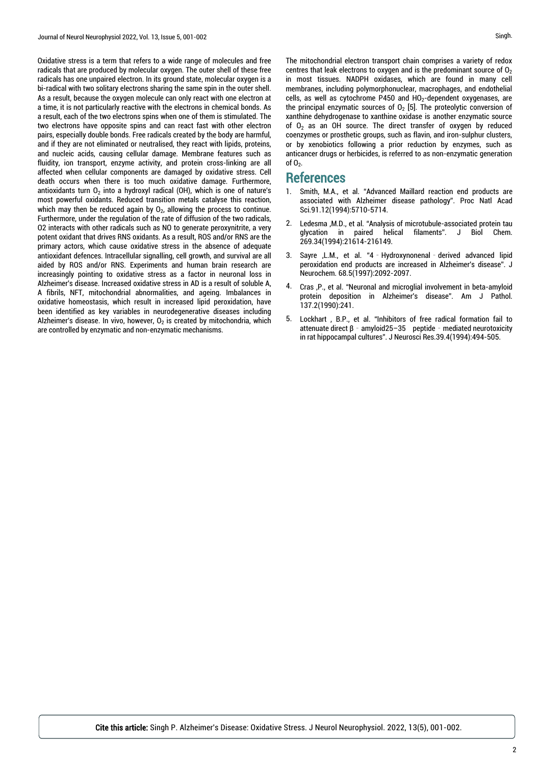Oxidative stress is a term that refers to a wide range of molecules and free radicals that are produced by molecular oxygen. The outer shell of these free radicals has one unpaired electron. In its ground state, molecular oxygen is a bi-radical with two solitary electrons sharing the same spin in the outer shell. As a result, because the oxygen molecule can only react with one electron at a time, it is not particularly reactive with the electrons in chemical bonds. As a result, each of the two electrons spins when one of them is stimulated. The two electrons have opposite spins and can react fast with other electron pairs, especially double bonds. Free radicals created by the body are harmful, and if they are not eliminated or neutralised, they react with lipids, proteins, and nucleic acids, causing cellular damage. Membrane features such as fluidity, ion transport, enzyme activity, and protein cross-linking are all affected when cellular components are damaged by oxidative stress. Cell death occurs when there is too much oxidative damage. Furthermore, antioxidants turn $O_2$ into a hydroxyl radical (OH), which is one of nature's most powerful oxidants. Reduced transition metals catalyse this reaction, which may then be reduced again by $O_2$, allowing the process to continue. Furthermore, under the regulation of the rate of diffusion of the two radicals, O2 interacts with other radicals such as NO to generate peroxynitrite, a very potent oxidant that drives RNS oxidants. As a result, ROS and/or RNS are the primary actors, which cause oxidative stress in the absence of adequate antioxidant defences. Intracellular signalling, cell growth, and survival are all aided by ROS and/or RNS. Experiments and human brain research are increasingly pointing to oxidative stress as a factor in neuronal loss in Alzheimer's disease. Increased oxidative stress in AD is a result of soluble A, A fibrils, NFT, mitochondrial abnormalities, and ageing. Imbalances in oxidative homeostasis, which result in increased lipid peroxidation, have been identified as key variables in neurodegenerative diseases including Alzheimer's disease. In vivo, however, $O_2$ is created by mitochondria, which are controlled by enzymatic and non-enzymatic mechanisms.

The mitochondrial electron transport chain comprises a variety of redox centres that leak electrons to oxygen and is the predominant source of $O_2$ in most tissues. NADPH oxidases, which are found in many cell membranes, including polymorphonuclear, macrophages, and endothelial cells, as well as cytochrome P450 and $HO_2$-dependent oxygenases, are the principal enzymatic sources of $O_2$ [5]. The proteolytic conversion of xanthine dehydrogenase to xanthine oxidase is another enzymatic source of $O_2$ as an OH source. The direct transfer of oxygen by reduced coenzymes or prosthetic groups, such as flavin, and iron-sulphur clusters, or by xenobiotics following a prior reduction by enzymes, such as anticancer drugs or herbicides, is referred to as non-enzymatic generation of $O_2$.

## References

1. Smith, M.A., et al. "Advanced Maillard reaction end products are associated with Alzheimer disease pathology". Proc Natl Acad Sci.91.12(1994):5710-5714.
2. Ledesma ,M.D., et al. "Analysis of microtubule-associated protein tau glycation in paired helical filaments". J Biol Chem. 269.34(1994):21614-216149.
3. Sayre ,L.M., et al. "4‐Hydroxynonenal‐derived advanced lipid peroxidation end products are increased in Alzheimer's disease". J Neurochem. 68.5(1997):2092-2097.
4. Cras ,P., et al. "Neuronal and microglial involvement in beta-amyloid protein deposition in Alzheimer's disease". Am J Pathol. 137.2(1990):241.
5. Lockhart , B.P., et al. "Inhibitors of free radical formation fail to attenuate direct β‐amyloid25–35 peptide‐mediated neurotoxicity in rat hippocampal cultures". J Neurosci Res.39.4(1994):494-505.

**Cite this article:** Singh P. Alzheimer's Disease: Oxidative Stress. J Neurol Neurophysiol. 2022, 13(5), 001-002.